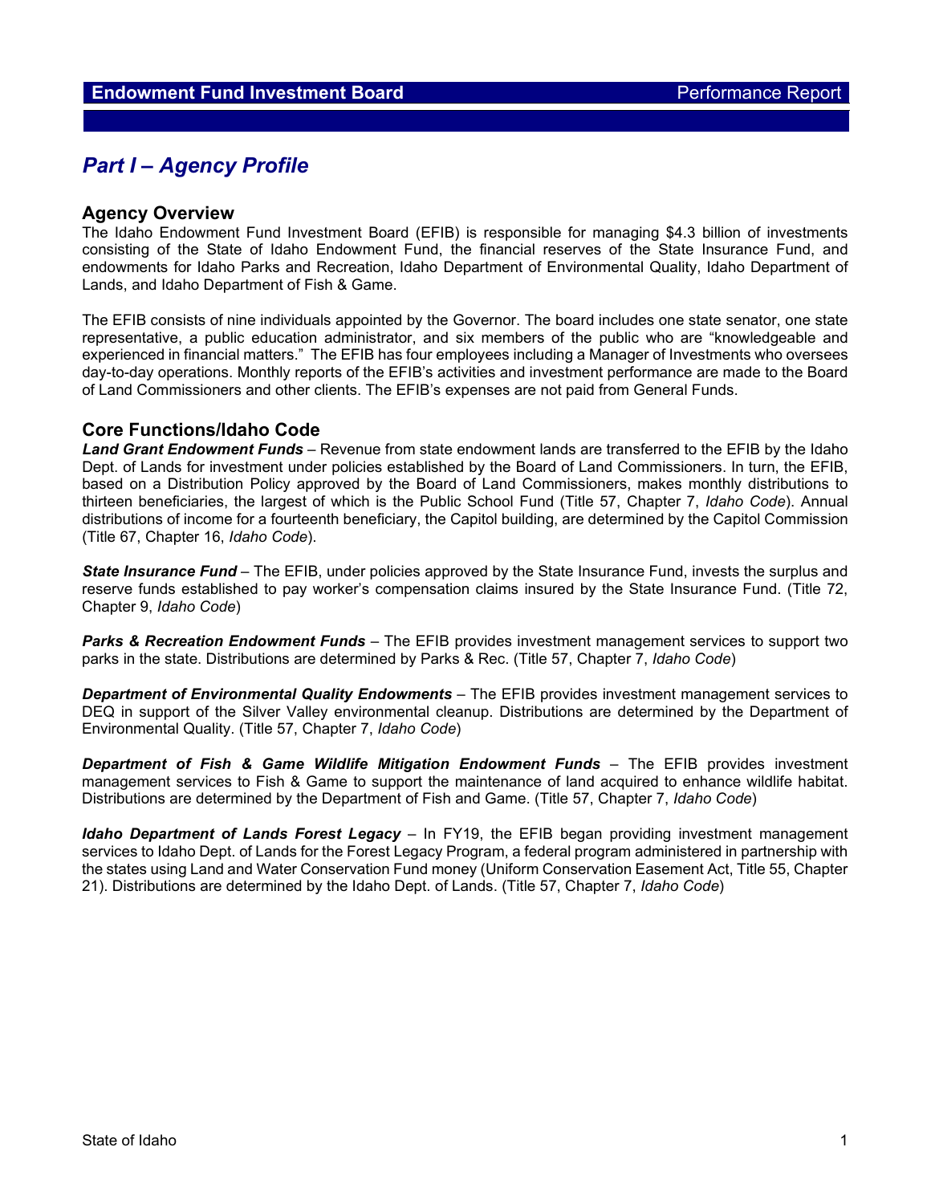# Part I – Agency Profile

## Agency Overview

The Idaho Endowment Fund Investment Board (EFIB) is responsible for managing $4.3 billion of investments consisting of the State of Idaho Endowment Fund, the financial reserves of the State Insurance Fund, and endowments for Idaho Parks and Recreation, Idaho Department of Environmental Quality, Idaho Department of Lands, and Idaho Department of Fish & Game.

The EFIB consists of nine individuals appointed by the Governor. The board includes one state senator, one state representative, a public education administrator, and six members of the public who are "knowledgeable and experienced in financial matters." The EFIB has four employees including a Manager of Investments who oversees day-to-day operations. Monthly reports of the EFIB's activities and investment performance are made to the Board of Land Commissioners and other clients. The EFIB's expenses are not paid from General Funds.

## Core Functions/Idaho Code

***Land Grant Endowment Funds*** – Revenue from state endowment lands are transferred to the EFIB by the Idaho Dept. of Lands for investment under policies established by the Board of Land Commissioners. In turn, the EFIB, based on a Distribution Policy approved by the Board of Land Commissioners, makes monthly distributions to thirteen beneficiaries, the largest of which is the Public School Fund (Title 57, Chapter 7, *Idaho Code*). Annual distributions of income for a fourteenth beneficiary, the Capitol building, are determined by the Capitol Commission (Title 67, Chapter 16, *Idaho Code*).

***State Insurance Fund*** – The EFIB, under policies approved by the State Insurance Fund, invests the surplus and reserve funds established to pay worker's compensation claims insured by the State Insurance Fund. (Title 72, Chapter 9, *Idaho Code*)

***Parks & Recreation Endowment Funds*** – The EFIB provides investment management services to support two parks in the state. Distributions are determined by Parks & Rec. (Title 57, Chapter 7, *Idaho Code*)

***Department of Environmental Quality Endowments*** – The EFIB provides investment management services to DEQ in support of the Silver Valley environmental cleanup. Distributions are determined by the Department of Environmental Quality. (Title 57, Chapter 7, *Idaho Code*)

***Department of Fish & Game Wildlife Mitigation Endowment Funds*** – The EFIB provides investment management services to Fish & Game to support the maintenance of land acquired to enhance wildlife habitat. Distributions are determined by the Department of Fish and Game. (Title 57, Chapter 7, *Idaho Code*)

***Idaho Department of Lands Forest Legacy*** – In FY19, the EFIB began providing investment management services to Idaho Dept. of Lands for the Forest Legacy Program, a federal program administered in partnership with the states using Land and Water Conservation Fund money (Uniform Conservation Easement Act, Title 55, Chapter 21). Distributions are determined by the Idaho Dept. of Lands. (Title 57, Chapter 7, *Idaho Code*)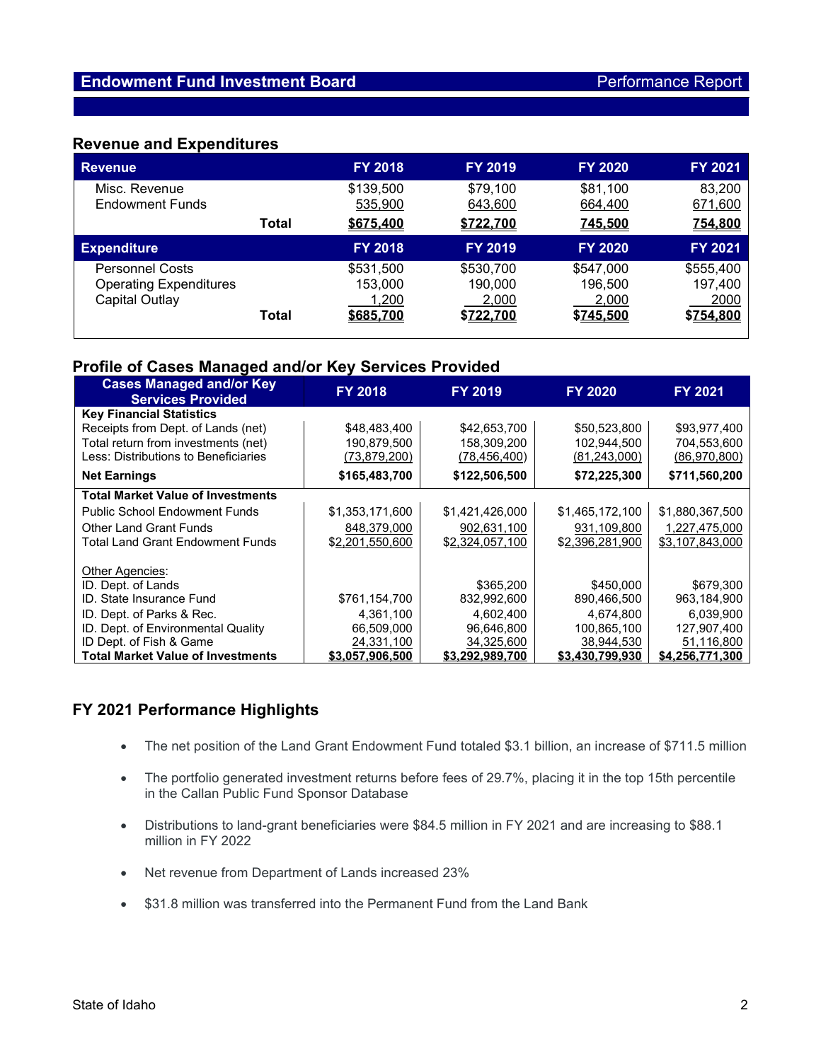## Revenue and Expenditures

| Revenue | | FY 2018 | FY 2019 | FY 2020 | FY 2021 |
|---|---|---|---|---|---|
| Misc. Revenue | | $139,500 | $79,100 | $81,100 | 83,200 |
| Endowment Funds | | 535,900 | 643,600 | 664,400 | 671,600 |
| | **Total** | **$675,400** | **$722,700** | **745,500** | **754,800** |
| **Expenditure** | | **FY 2018** | **FY 2019** | **FY 2020** | **FY 2021** |
| Personnel Costs | | $531,500 | $530,700 | $547,000 | $555,400 |
| Operating Expenditures | | 153,000 | 190,000 | 196,500 | 197,400 |
| Capital Outlay | | 1,200 | 2,000 | 2,000 | 2000 |
| | **Total** | **$685,700** | **$722,700** | **$745,500** | **$754,800** |

## Profile of Cases Managed and/or Key Services Provided

| Cases Managed and/or Key Services Provided | FY 2018 | FY 2019 | FY 2020 | FY 2021 |
|---|---|---|---|---|
| **Key Financial Statistics** | | | | |
| Receipts from Dept. of Lands (net) | $48,483,400 | $42,653,700 | $50,523,800 | $93,977,400 |
| Total return from investments (net) | 190,879,500 | 158,309,200 | 102,944,500 | 704,553,600 |
| Less: Distributions to Beneficiaries | (73,879,200) | (78,456,400) | (81,243,000) | (86,970,800) |
| **Net Earnings** | **$165,483,700** | **$122,506,500** | **$72,225,300** | **$711,560,200** |
| **Total Market Value of Investments** | | | | |
| Public School Endowment Funds | $1,353,171,600 | $1,421,426,000 | $1,465,172,100 | $1,880,367,500 |
| Other Land Grant Funds | 848,379,000 | 902,631,100 | 931,109,800 | 1,227,475,000 |
| Total Land Grant Endowment Funds | $2,201,550,600 | $2,324,057,100 | $2,396,281,900 | $3,107,843,000 |
| Other Agencies: | | | | |
| ID. Dept. of Lands | | $365,200 | $450,000 | $679,300 |
| ID. State Insurance Fund | $761,154,700 | 832,992,600 | 890,466,500 | 963,184,900 |
| ID. Dept. of Parks & Rec. | 4,361,100 | 4,602,400 | 4,674,800 | 6,039,900 |
| ID. Dept. of Environmental Quality | 66,509,000 | 96,646,800 | 100,865,100 | 127,907,400 |
| ID Dept. of Fish & Game | 24,331,100 | 34,325,600 | 38,944,530 | 51,116,800 |
| **Total Market Value of Investments** | **$3,057,906,500** | **$3,292,989,700** | **$3,430,799,930** | **$4,256,771,300** |

## FY 2021 Performance Highlights

- The net position of the Land Grant Endowment Fund totaled $3.1 billion, an increase of $711.5 million
- The portfolio generated investment returns before fees of 29.7%, placing it in the top 15th percentile in the Callan Public Fund Sponsor Database
- Distributions to land-grant beneficiaries were $84.5 million in FY 2021 and are increasing to $88.1 million in FY 2022
- Net revenue from Department of Lands increased 23%
- $31.8 million was transferred into the Permanent Fund from the Land Bank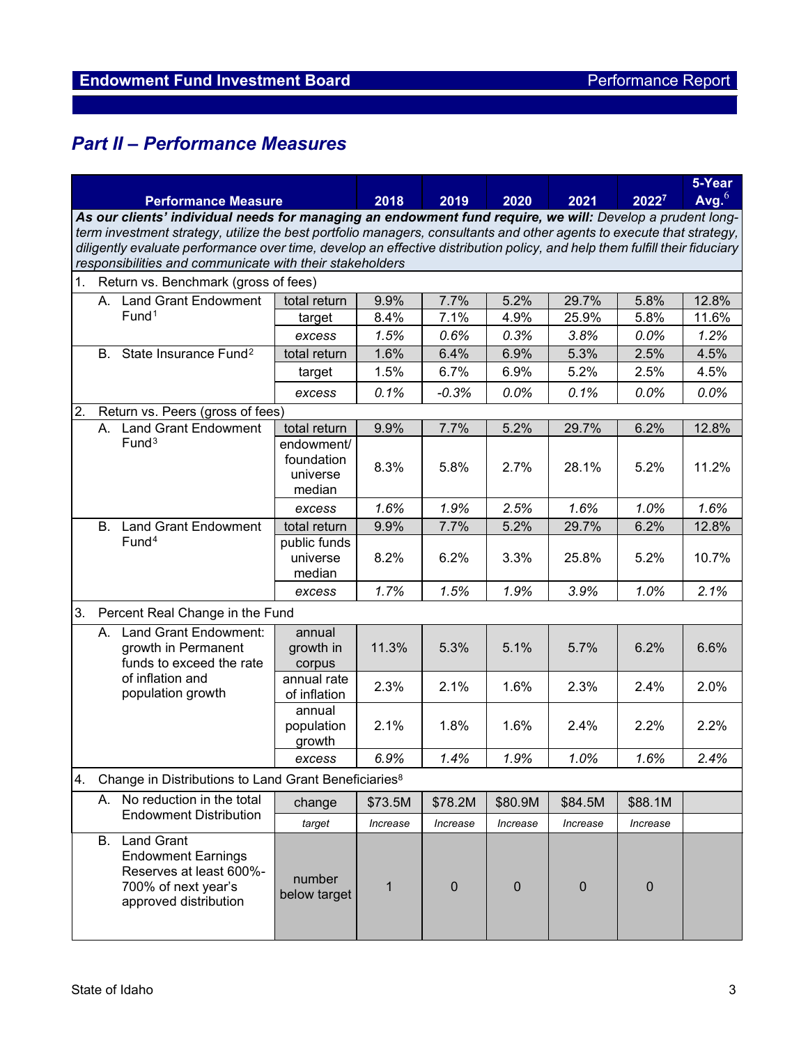## Part II – Performance Measures

| Performance Measure | | 2018 | 2019 | 2020 | 2021 | 2022[7] | 5-Year Avg.[6] |
|---|---|---|---|---|---|---|---|
| ***As our clients' individual needs for managing an endowment fund require, we will:*** *Develop a prudent long-term investment strategy, utilize the best portfolio managers, consultants and other agents to execute that strategy, diligently evaluate performance over time, develop an effective distribution policy, and help them fulfill their fiduciary responsibilities and communicate with their stakeholders* | | | | | | | |
| 1. Return vs. Benchmark (gross of fees) | | | | | | | |
| A. Land Grant Endowment Fund[1] | total return | 9.9% | 7.7% | 5.2% | 29.7% | 5.8% | 12.8% |
| | target | 8.4% | 7.1% | 4.9% | 25.9% | 5.8% | 11.6% |
| | *excess* | *1.5%* | *0.6%* | *0.3%* | *3.8%* | *0.0%* | *1.2%* |
| B. State Insurance Fund[2] | total return | 1.6% | 6.4% | 6.9% | 5.3% | 2.5% | 4.5% |
| | target | 1.5% | 6.7% | 6.9% | 5.2% | 2.5% | 4.5% |
| | *excess* | *0.1%* | *-0.3%* | *0.0%* | *0.1%* | *0.0%* | *0.0%* |
| 2. Return vs. Peers (gross of fees) | | | | | | | |
| A. Land Grant Endowment Fund[3] | total return | 9.9% | 7.7% | 5.2% | 29.7% | 6.2% | 12.8% |
| | endowment/ foundation universe median | 8.3% | 5.8% | 2.7% | 28.1% | 5.2% | 11.2% |
| | *excess* | *1.6%* | *1.9%* | *2.5%* | *1.6%* | *1.0%* | *1.6%* |
| B. Land Grant Endowment Fund[4] | total return | 9.9% | 7.7% | 5.2% | 29.7% | 6.2% | 12.8% |
| | public funds universe median | 8.2% | 6.2% | 3.3% | 25.8% | 5.2% | 10.7% |
| | *excess* | *1.7%* | *1.5%* | *1.9%* | *3.9%* | *1.0%* | *2.1%* |
| 3. Percent Real Change in the Fund | | | | | | | |
| A. Land Grant Endowment: growth in Permanent funds to exceed the rate of inflation and population growth | annual growth in corpus | 11.3% | 5.3% | 5.1% | 5.7% | 6.2% | 6.6% |
| | annual rate of inflation | 2.3% | 2.1% | 1.6% | 2.3% | 2.4% | 2.0% |
| | annual population growth | 2.1% | 1.8% | 1.6% | 2.4% | 2.2% | 2.2% |
| | *excess* | *6.9%* | *1.4%* | *1.9%* | *1.0%* | *1.6%* | *2.4%* |
| 4. Change in Distributions to Land Grant Beneficiaries[8] | | | | | | | |
| A. No reduction in the total Endowment Distribution | change | $73.5M | $78.2M | $80.9M | $84.5M | $88.1M | |
| | *target* | *Increase* | *Increase* | *Increase* | *Increase* | *Increase* | |
| B. Land Grant Endowment Earnings Reserves at least 600%-700% of next year's approved distribution | number below target | 1 | 0 | 0 | 0 | 0 | |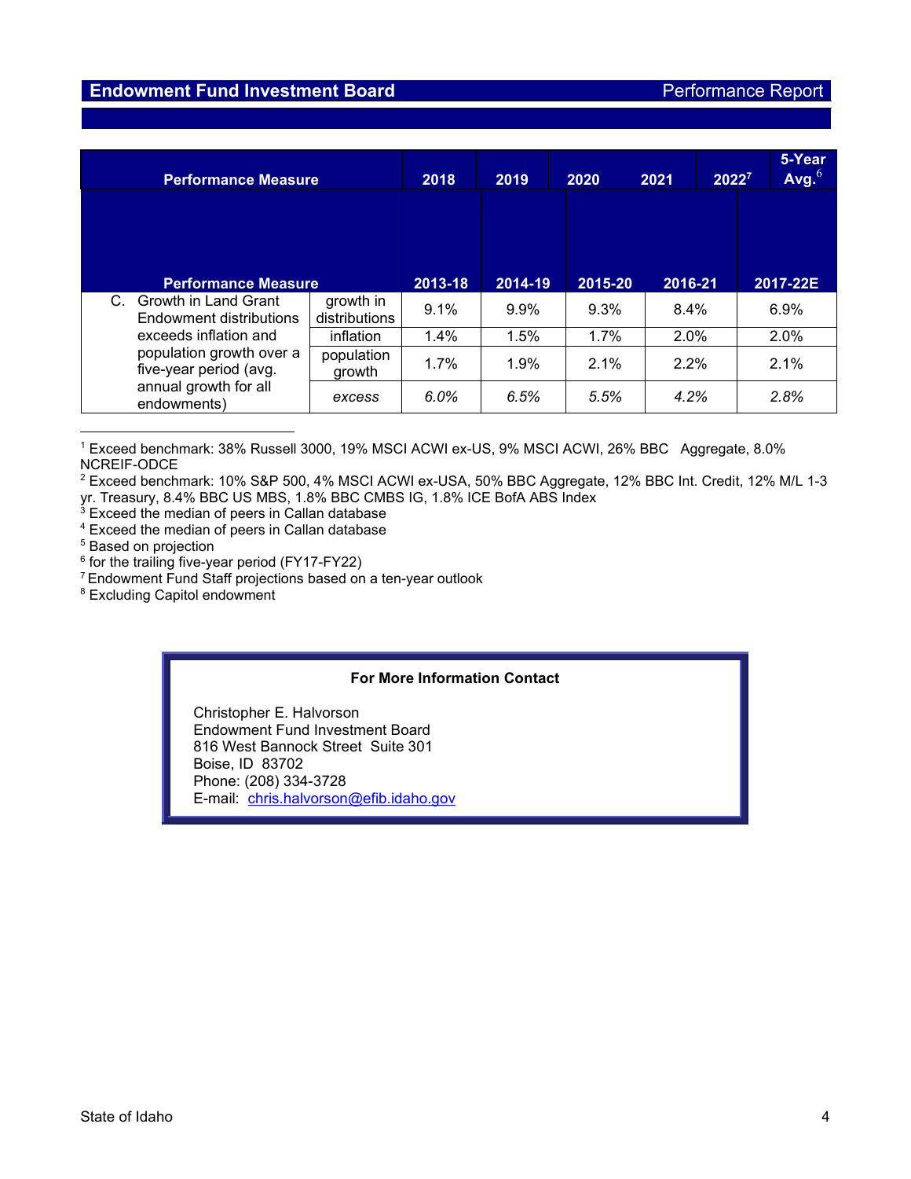## Endowment Fund Investment Board — Performance Report

| Performance Measure | | 2018 | 2019 | 2020 | 2021 | 2022[7] | 5-Year Avg.[6] |
|---|---|---|---|---|---|---|---|
| **Performance Measure** | | **2013-18** | **2014-19** | **2015-20** | **2016-21** | | **2017-22E** |
| C. Growth in Land Grant Endowment distributions exceeds inflation and population growth over a five-year period (avg. annual growth for all endowments) | growth in distributions | 9.1% | 9.9% | 9.3% | 8.4% | | 6.9% |
| | inflation | 1.4% | 1.5% | 1.7% | 2.0% | | 2.0% |
| | population growth | 1.7% | 1.9% | 2.1% | 2.2% | | 2.1% |
| | *excess* | *6.0%* | *6.5%* | *5.5%* | *4.2%* | | *2.8%* |

---

[1] Exceed benchmark: 38% Russell 3000, 19% MSCI ACWI ex-US, 9% MSCI ACWI, 26% BBC Aggregate, 8.0% NCREIF-ODCE

[2] Exceed benchmark: 10% S&P 500, 4% MSCI ACWI ex-USA, 50% BBC Aggregate, 12% BBC Int. Credit, 12% M/L 1-3 yr. Treasury, 8.4% BBC US MBS, 1.8% BBC CMBS IG, 1.8% ICE BofA ABS Index

[3] Exceed the median of peers in Callan database

[4] Exceed the median of peers in Callan database

[5] Based on projection

[6] for the trailing five-year period (FY17-FY22)

[7] Endowment Fund Staff projections based on a ten-year outlook

[8] Excluding Capitol endowment

**For More Information Contact**

Christopher E. Halvorson
Endowment Fund Investment Board
816 West Bannock Street Suite 301
Boise, ID 83702
Phone: (208) 334-3728
E-mail: chris.halvorson@efib.idaho.gov